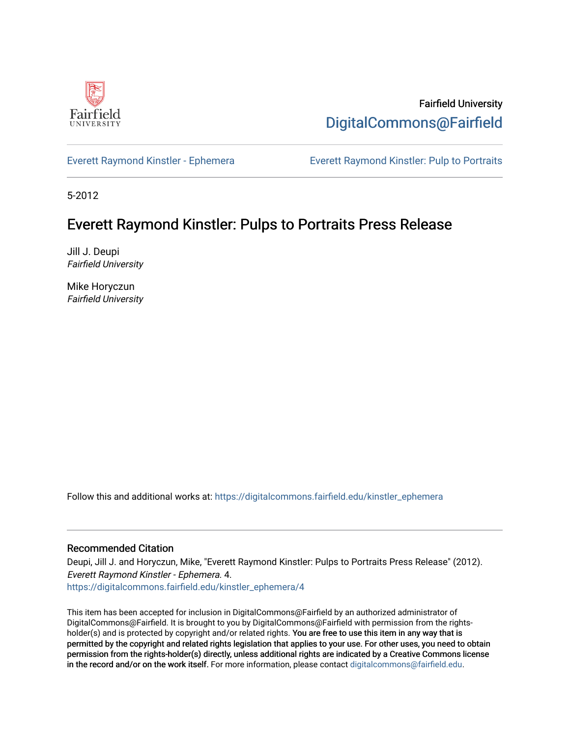Fairfield University

Fairfield University
[DigitalCommons@Fairfield](https://digitalcommons.fairfield.edu)

Everett Raymond Kinstler - Ephemera | Everett Raymond Kinstler: Pulp to Portraits

5-2012

# Everett Raymond Kinstler: Pulps to Portraits Press Release

Jill J. Deupi
*Fairfield University*

Mike Horyczun
*Fairfield University*

Follow this and additional works at: https://digitalcommons.fairfield.edu/kinstler_ephemera

## Recommended Citation

Deupi, Jill J. and Horyczun, Mike, "Everett Raymond Kinstler: Pulps to Portraits Press Release" (2012). *Everett Raymond Kinstler - Ephemera*. 4.
https://digitalcommons.fairfield.edu/kinstler_ephemera/4

This item has been accepted for inclusion in DigitalCommons@Fairfield by an authorized administrator of DigitalCommons@Fairfield. It is brought to you by DigitalCommons@Fairfield with permission from the rights-holder(s) and is protected by copyright and/or related rights. **You are free to use this item in any way that is permitted by the copyright and related rights legislation that applies to your use. For other uses, you need to obtain permission from the rights-holder(s) directly, unless additional rights are indicated by a Creative Commons license in the record and/or on the work itself.** For more information, please contact digitalcommons@fairfield.edu.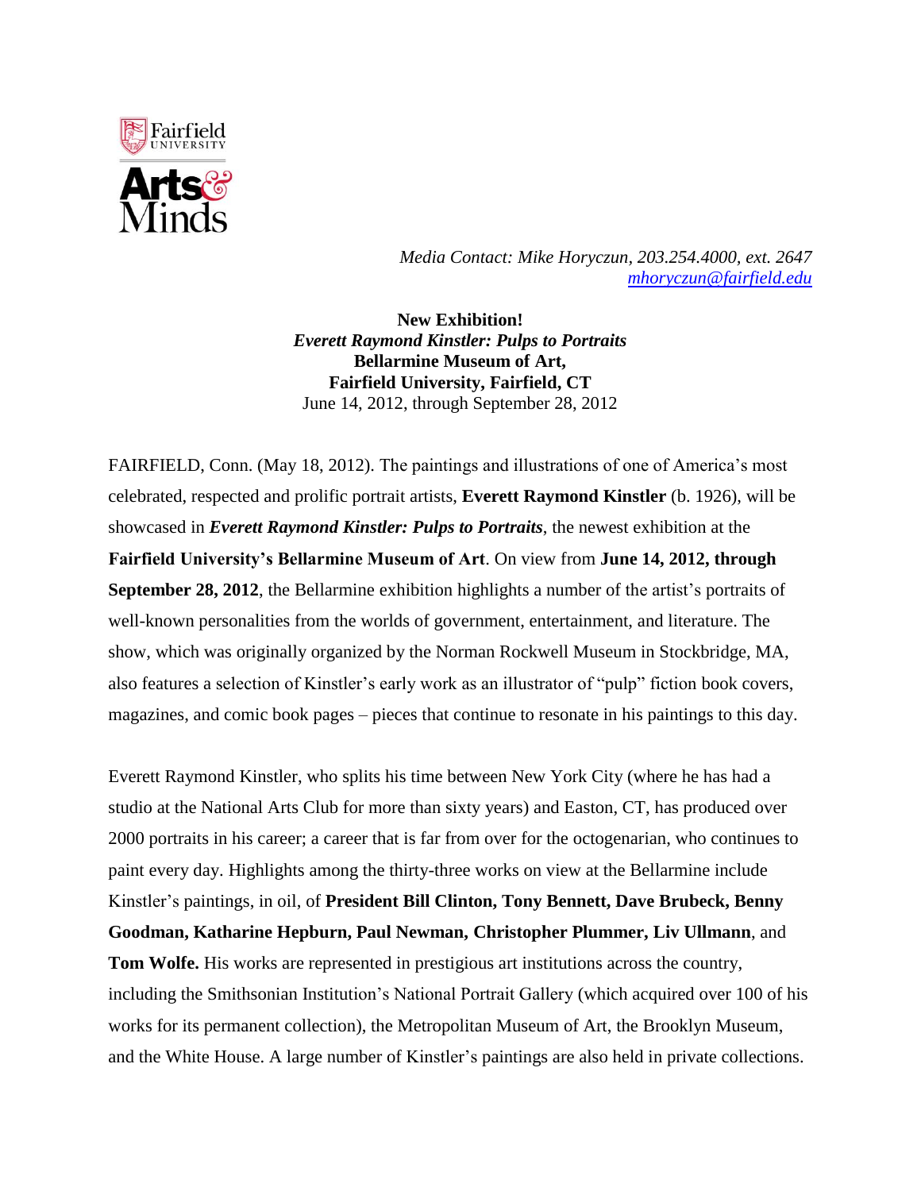*Media Contact: Mike Horyczun, 203.254.4000, ext. 2647*
*[mhoryczun@fairfield.edu](mailto:mhoryczun@fairfield.edu)*

**New Exhibition!**
***Everett Raymond Kinstler: Pulps to Portraits***
**Bellarmine Museum of Art,**
**Fairfield University, Fairfield, CT**
June 14, 2012, through September 28, 2012

FAIRFIELD, Conn. (May 18, 2012). The paintings and illustrations of one of America's most celebrated, respected and prolific portrait artists, **Everett Raymond Kinstler** (b. 1926), will be showcased in ***Everett Raymond Kinstler: Pulps to Portraits***, the newest exhibition at the **Fairfield University's Bellarmine Museum of Art**. On view from **June 14, 2012, through September 28, 2012**, the Bellarmine exhibition highlights a number of the artist's portraits of well-known personalities from the worlds of government, entertainment, and literature. The show, which was originally organized by the Norman Rockwell Museum in Stockbridge, MA, also features a selection of Kinstler's early work as an illustrator of "pulp" fiction book covers, magazines, and comic book pages – pieces that continue to resonate in his paintings to this day.

Everett Raymond Kinstler, who splits his time between New York City (where he has had a studio at the National Arts Club for more than sixty years) and Easton, CT, has produced over 2000 portraits in his career; a career that is far from over for the octogenarian, who continues to paint every day. Highlights among the thirty-three works on view at the Bellarmine include Kinstler's paintings, in oil, of **President Bill Clinton, Tony Bennett, Dave Brubeck, Benny Goodman, Katharine Hepburn, Paul Newman, Christopher Plummer, Liv Ullmann**, and **Tom Wolfe.** His works are represented in prestigious art institutions across the country, including the Smithsonian Institution's National Portrait Gallery (which acquired over 100 of his works for its permanent collection), the Metropolitan Museum of Art, the Brooklyn Museum, and the White House. A large number of Kinstler's paintings are also held in private collections.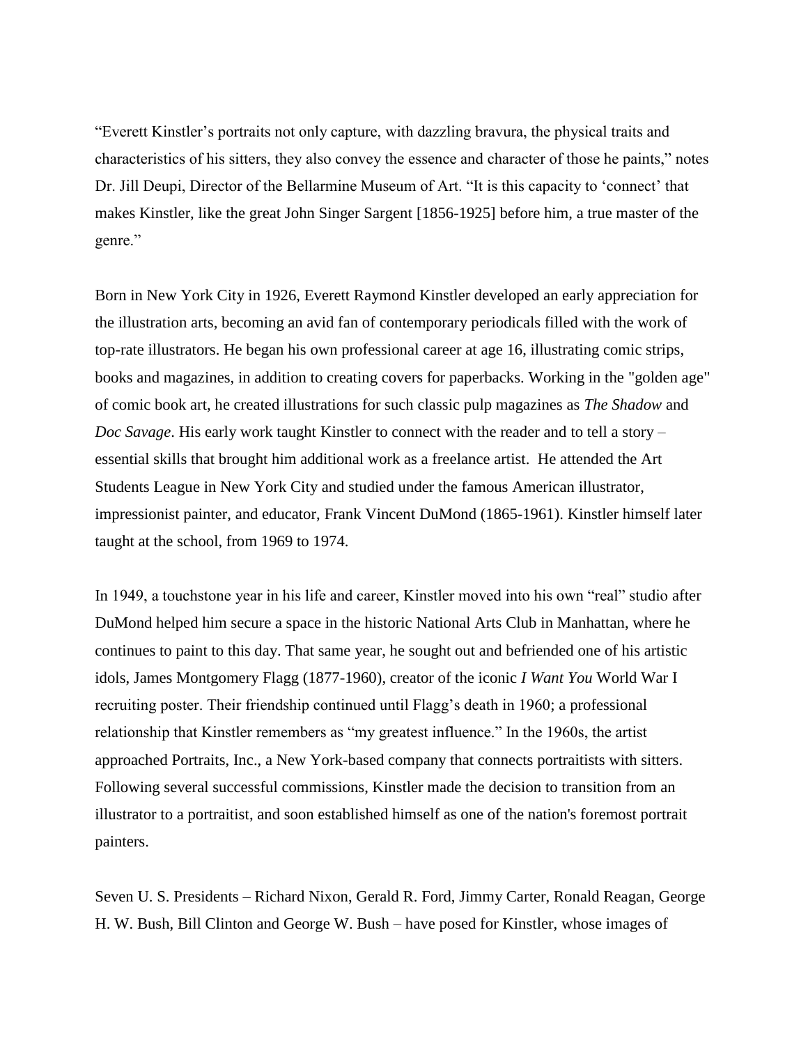"Everett Kinstler's portraits not only capture, with dazzling bravura, the physical traits and characteristics of his sitters, they also convey the essence and character of those he paints," notes Dr. Jill Deupi, Director of the Bellarmine Museum of Art. "It is this capacity to 'connect' that makes Kinstler, like the great John Singer Sargent [1856-1925] before him, a true master of the genre."

Born in New York City in 1926, Everett Raymond Kinstler developed an early appreciation for the illustration arts, becoming an avid fan of contemporary periodicals filled with the work of top-rate illustrators. He began his own professional career at age 16, illustrating comic strips, books and magazines, in addition to creating covers for paperbacks. Working in the "golden age" of comic book art, he created illustrations for such classic pulp magazines as *The Shadow* and *Doc Savage*. His early work taught Kinstler to connect with the reader and to tell a story – essential skills that brought him additional work as a freelance artist. He attended the Art Students League in New York City and studied under the famous American illustrator, impressionist painter, and educator, Frank Vincent DuMond (1865-1961). Kinstler himself later taught at the school, from 1969 to 1974.

In 1949, a touchstone year in his life and career, Kinstler moved into his own "real" studio after DuMond helped him secure a space in the historic National Arts Club in Manhattan, where he continues to paint to this day. That same year, he sought out and befriended one of his artistic idols, James Montgomery Flagg (1877-1960), creator of the iconic *I Want You* World War I recruiting poster. Their friendship continued until Flagg's death in 1960; a professional relationship that Kinstler remembers as "my greatest influence." In the 1960s, the artist approached Portraits, Inc., a New York-based company that connects portraitists with sitters. Following several successful commissions, Kinstler made the decision to transition from an illustrator to a portraitist, and soon established himself as one of the nation's foremost portrait painters.

Seven U. S. Presidents – Richard Nixon, Gerald R. Ford, Jimmy Carter, Ronald Reagan, George H. W. Bush, Bill Clinton and George W. Bush – have posed for Kinstler, whose images of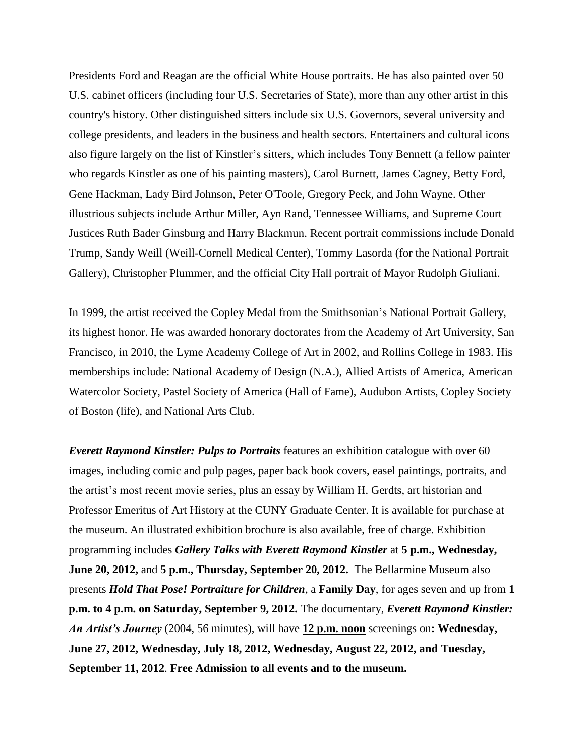Presidents Ford and Reagan are the official White House portraits. He has also painted over 50 U.S. cabinet officers (including four U.S. Secretaries of State), more than any other artist in this country's history. Other distinguished sitters include six U.S. Governors, several university and college presidents, and leaders in the business and health sectors. Entertainers and cultural icons also figure largely on the list of Kinstler's sitters, which includes Tony Bennett (a fellow painter who regards Kinstler as one of his painting masters), Carol Burnett, James Cagney, Betty Ford, Gene Hackman, Lady Bird Johnson, Peter O'Toole, Gregory Peck, and John Wayne. Other illustrious subjects include Arthur Miller, Ayn Rand, Tennessee Williams, and Supreme Court Justices Ruth Bader Ginsburg and Harry Blackmun. Recent portrait commissions include Donald Trump, Sandy Weill (Weill-Cornell Medical Center), Tommy Lasorda (for the National Portrait Gallery), Christopher Plummer, and the official City Hall portrait of Mayor Rudolph Giuliani.

In 1999, the artist received the Copley Medal from the Smithsonian's National Portrait Gallery, its highest honor. He was awarded honorary doctorates from the Academy of Art University, San Francisco, in 2010, the Lyme Academy College of Art in 2002, and Rollins College in 1983. His memberships include: National Academy of Design (N.A.), Allied Artists of America, American Watercolor Society, Pastel Society of America (Hall of Fame), Audubon Artists, Copley Society of Boston (life), and National Arts Club.

***Everett Raymond Kinstler: Pulps to Portraits*** features an exhibition catalogue with over 60 images, including comic and pulp pages, paper back book covers, easel paintings, portraits, and the artist's most recent movie series, plus an essay by William H. Gerdts, art historian and Professor Emeritus of Art History at the CUNY Graduate Center. It is available for purchase at the museum. An illustrated exhibition brochure is also available, free of charge. Exhibition programming includes ***Gallery Talks with Everett Raymond Kinstler*** at **5 p.m., Wednesday, June 20, 2012,** and **5 p.m., Thursday, September 20, 2012.** The Bellarmine Museum also presents ***Hold That Pose! Portraiture for Children***, a **Family Day**, for ages seven and up from **1 p.m. to 4 p.m. on Saturday, September 9, 2012.** The documentary, ***Everett Raymond Kinstler: An Artist's Journey*** (2004, 56 minutes), will have **12 p.m. noon** screenings on**: Wednesday, June 27, 2012, Wednesday, July 18, 2012, Wednesday, August 22, 2012, and Tuesday, September 11, 2012**. **Free Admission to all events and to the museum.**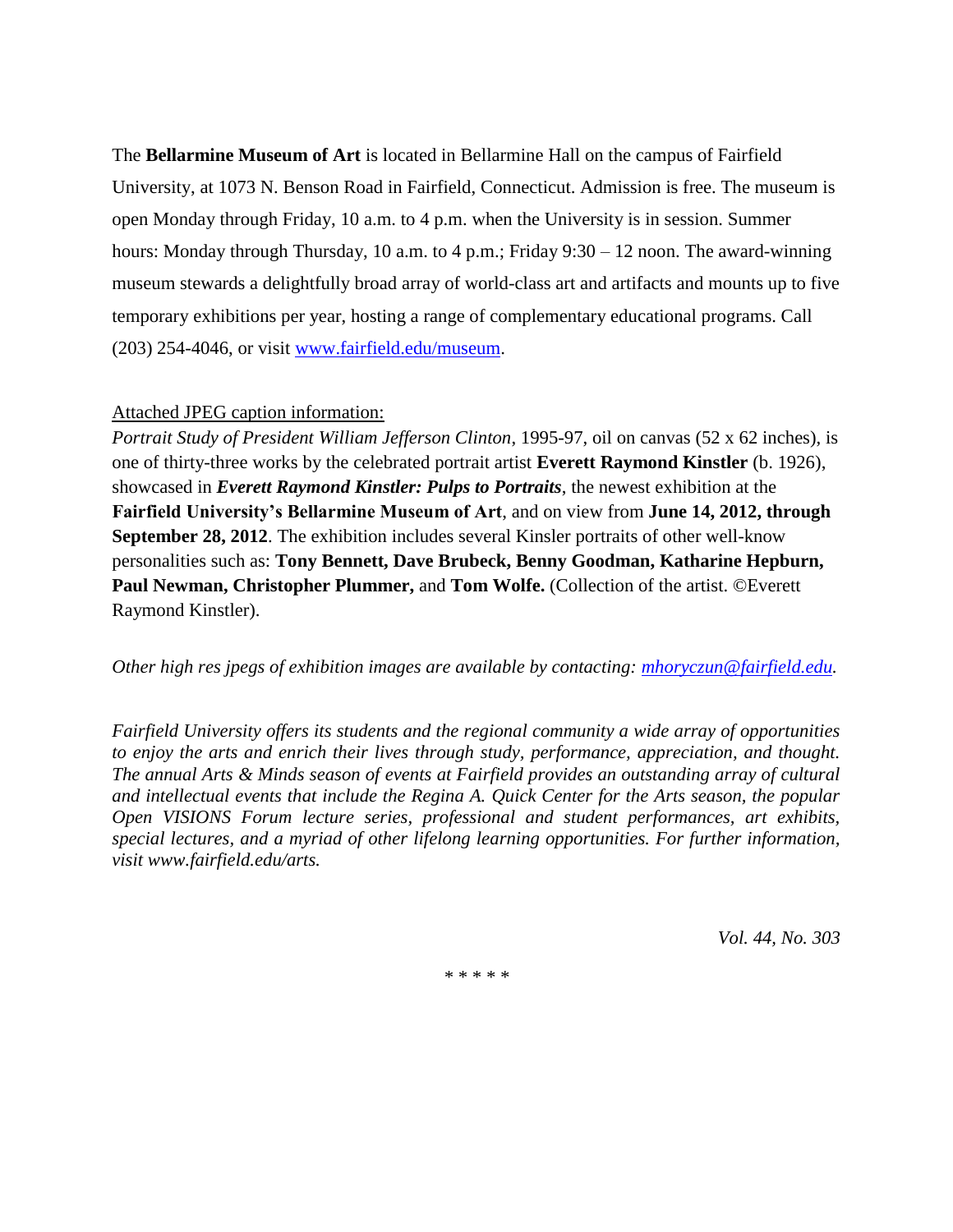The **Bellarmine Museum of Art** is located in Bellarmine Hall on the campus of Fairfield University, at 1073 N. Benson Road in Fairfield, Connecticut. Admission is free. The museum is open Monday through Friday, 10 a.m. to 4 p.m. when the University is in session. Summer hours: Monday through Thursday, 10 a.m. to 4 p.m.; Friday 9:30 – 12 noon. The award-winning museum stewards a delightfully broad array of world-class art and artifacts and mounts up to five temporary exhibitions per year, hosting a range of complementary educational programs. Call (203) 254-4046, or visit [www.fairfield.edu/museum](http://www.fairfield.edu/museum).

Attached JPEG caption information:

*Portrait Study of President William Jefferson Clinton*, 1995-97, oil on canvas (52 x 62 inches), is one of thirty-three works by the celebrated portrait artist **Everett Raymond Kinstler** (b. 1926), showcased in ***Everett Raymond Kinstler: Pulps to Portraits***, the newest exhibition at the **Fairfield University's Bellarmine Museum of Art**, and on view from **June 14, 2012, through September 28, 2012**. The exhibition includes several Kinsler portraits of other well-know personalities such as: **Tony Bennett, Dave Brubeck, Benny Goodman, Katharine Hepburn, Paul Newman, Christopher Plummer,** and **Tom Wolfe.** (Collection of the artist. ©Everett Raymond Kinstler).

*Other high res jpegs of exhibition images are available by contacting: [mhoryczun@fairfield.edu](mailto:mhoryczun@fairfield.edu).*

*Fairfield University offers its students and the regional community a wide array of opportunities to enjoy the arts and enrich their lives through study, performance, appreciation, and thought. The annual Arts & Minds season of events at Fairfield provides an outstanding array of cultural and intellectual events that include the Regina A. Quick Center for the Arts season, the popular Open VISIONS Forum lecture series, professional and student performances, art exhibits, special lectures, and a myriad of other lifelong learning opportunities. For further information, visit www.fairfield.edu/arts.*

*Vol. 44, No. 303*

\* \* \* \* \*